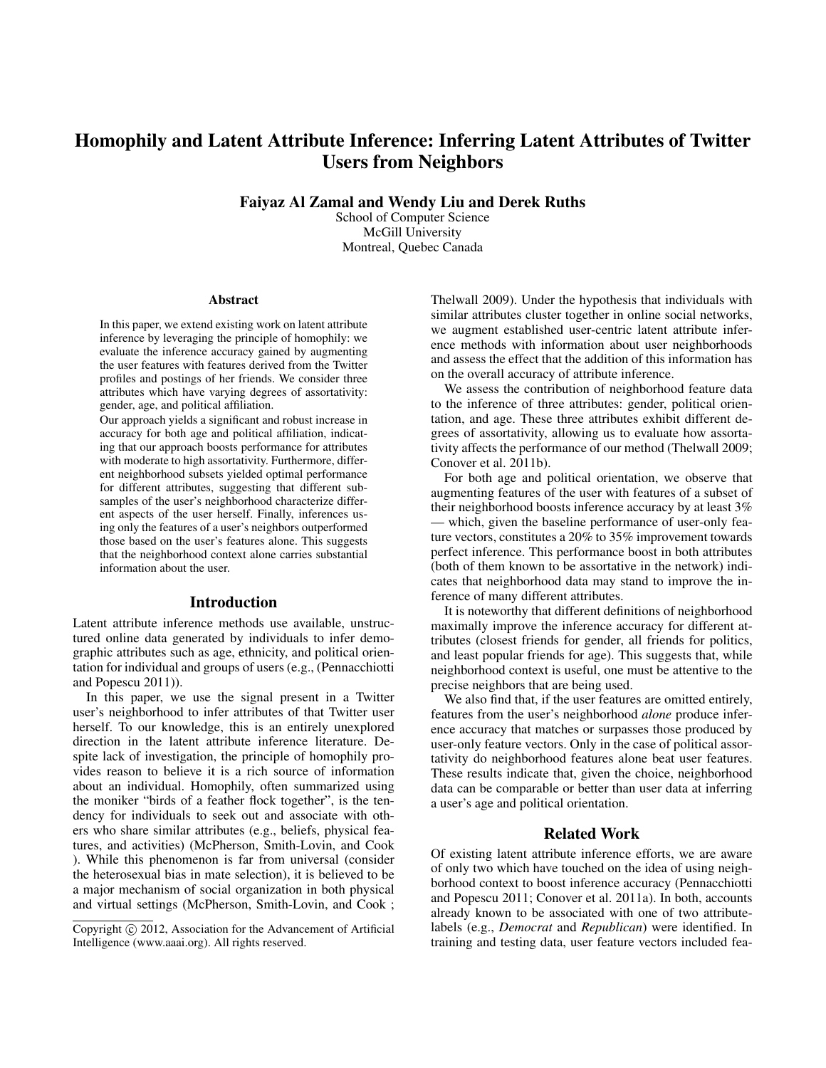# Homophily and Latent Attribute Inference: Inferring Latent Attributes of Twitter Users from Neighbors

**Faiyaz Al Zamal and Wendy Liu and Derek Ruths**

School of Computer Science
McGill University
Montreal, Quebec Canada

## Abstract

In this paper, we extend existing work on latent attribute inference by leveraging the principle of homophily: we evaluate the inference accuracy gained by augmenting the user features with features derived from the Twitter profiles and postings of her friends. We consider three attributes which have varying degrees of assortativity: gender, age, and political affiliation.

Our approach yields a significant and robust increase in accuracy for both age and political affiliation, indicating that our approach boosts performance for attributes with moderate to high assortativity. Furthermore, different neighborhood subsets yielded optimal performance for different attributes, suggesting that different subsamples of the user's neighborhood characterize different aspects of the user herself. Finally, inferences using only the features of a user's neighbors outperformed those based on the user's features alone. This suggests that the neighborhood context alone carries substantial information about the user.

## Introduction

Latent attribute inference methods use available, unstructured online data generated by individuals to infer demographic attributes such as age, ethnicity, and political orientation for individual and groups of users (e.g., (Pennacchiotti and Popescu 2011)).

In this paper, we use the signal present in a Twitter user's neighborhood to infer attributes of that Twitter user herself. To our knowledge, this is an entirely unexplored direction in the latent attribute inference literature. Despite lack of investigation, the principle of homophily provides reason to believe it is a rich source of information about an individual. Homophily, often summarized using the moniker "birds of a feather flock together", is the tendency for individuals to seek out and associate with others who share similar attributes (e.g., beliefs, physical features, and activities) (McPherson, Smith-Lovin, and Cook ). While this phenomenon is far from universal (consider the heterosexual bias in mate selection), it is believed to be a major mechanism of social organization in both physical and virtual settings (McPherson, Smith-Lovin, and Cook ; Thelwall 2009). Under the hypothesis that individuals with similar attributes cluster together in online social networks, we augment established user-centric latent attribute inference methods with information about user neighborhoods and assess the effect that the addition of this information has on the overall accuracy of attribute inference.

We assess the contribution of neighborhood feature data to the inference of three attributes: gender, political orientation, and age. These three attributes exhibit different degrees of assortativity, allowing us to evaluate how assortativity affects the performance of our method (Thelwall 2009; Conover et al. 2011b).

For both age and political orientation, we observe that augmenting features of the user with features of a subset of their neighborhood boosts inference accuracy by at least 3% — which, given the baseline performance of user-only feature vectors, constitutes a 20% to 35% improvement towards perfect inference. This performance boost in both attributes (both of them known to be assortative in the network) indicates that neighborhood data may stand to improve the inference of many different attributes.

It is noteworthy that different definitions of neighborhood maximally improve the inference accuracy for different attributes (closest friends for gender, all friends for politics, and least popular friends for age). This suggests that, while neighborhood context is useful, one must be attentive to the precise neighbors that are being used.

We also find that, if the user features are omitted entirely, features from the user's neighborhood *alone* produce inference accuracy that matches or surpasses those produced by user-only feature vectors. Only in the case of political assortativity do neighborhood features alone beat user features. These results indicate that, given the choice, neighborhood data can be comparable or better than user data at inferring a user's age and political orientation.

## Related Work

Of existing latent attribute inference efforts, we are aware of only two which have touched on the idea of using neighborhood context to boost inference accuracy (Pennacchiotti and Popescu 2011; Conover et al. 2011a). In both, accounts already known to be associated with one of two attribute-labels (e.g., *Democrat* and *Republican*) were identified. In training and testing data, user feature vectors included fea-

Copyright © 2012, Association for the Advancement of Artificial Intelligence (www.aaai.org). All rights reserved.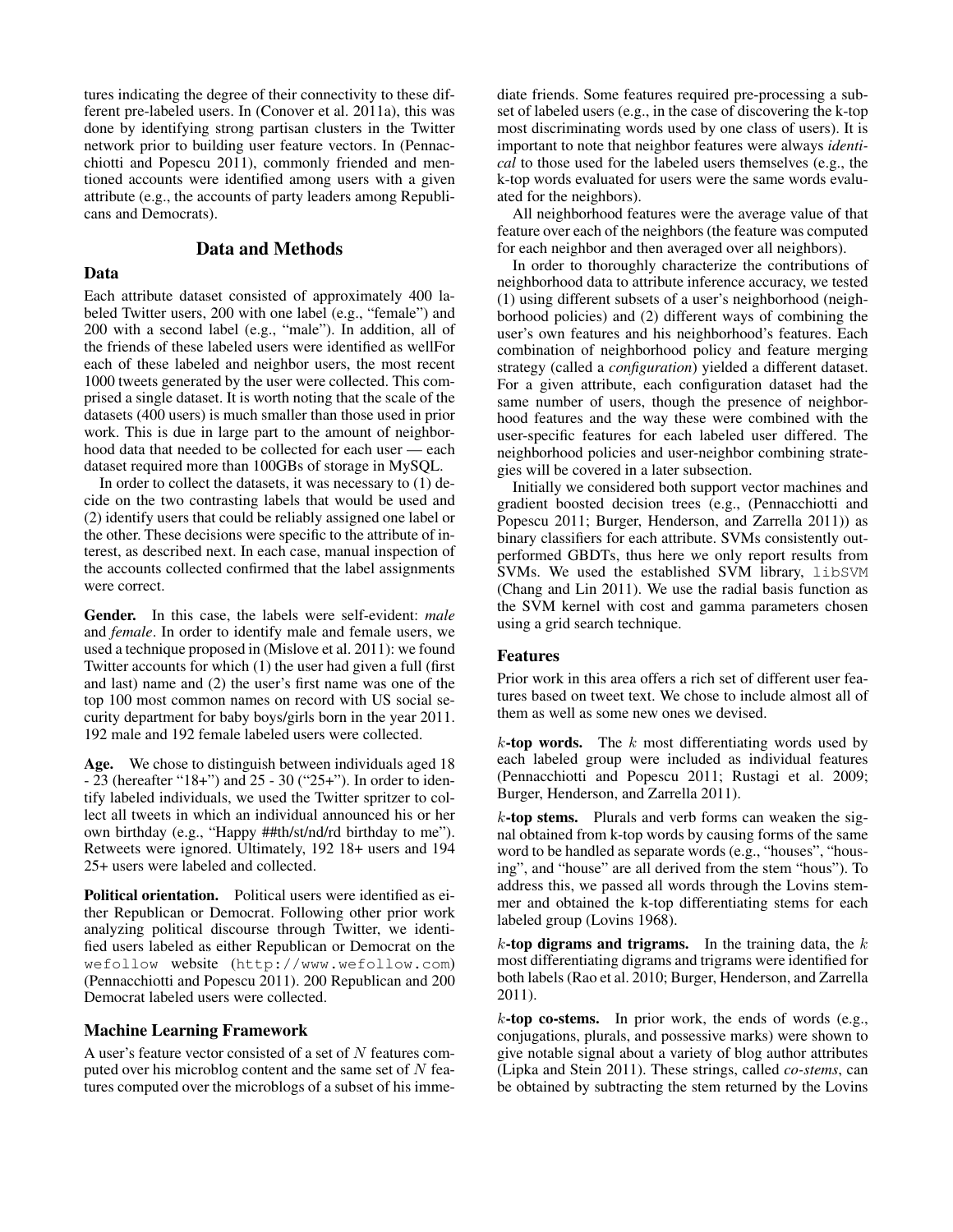tures indicating the degree of their connectivity to these different pre-labeled users. In (Conover et al. 2011a), this was done by identifying strong partisan clusters in the Twitter network prior to building user feature vectors. In (Pennacchiotti and Popescu 2011), commonly friended and mentioned accounts were identified among users with a given attribute (e.g., the accounts of party leaders among Republicans and Democrats).

## Data and Methods

### Data

Each attribute dataset consisted of approximately 400 labeled Twitter users, 200 with one label (e.g., "female") and 200 with a second label (e.g., "male"). In addition, all of the friends of these labeled users were identified as wellFor each of these labeled and neighbor users, the most recent 1000 tweets generated by the user were collected. This comprised a single dataset. It is worth noting that the scale of the datasets (400 users) is much smaller than those used in prior work. This is due in large part to the amount of neighborhood data that needed to be collected for each user — each dataset required more than 100GBs of storage in MySQL.

In order to collect the datasets, it was necessary to (1) decide on the two contrasting labels that would be used and (2) identify users that could be reliably assigned one label or the other. These decisions were specific to the attribute of interest, as described next. In each case, manual inspection of the accounts collected confirmed that the label assignments were correct.

**Gender.** In this case, the labels were self-evident: *male* and *female*. In order to identify male and female users, we used a technique proposed in (Mislove et al. 2011): we found Twitter accounts for which (1) the user had given a full (first and last) name and (2) the user's first name was one of the top 100 most common names on record with US social security department for baby boys/girls born in the year 2011. 192 male and 192 female labeled users were collected.

**Age.** We chose to distinguish between individuals aged 18 - 23 (hereafter "18+") and 25 - 30 ("25+"). In order to identify labeled individuals, we used the Twitter spritzer to collect all tweets in which an individual announced his or her own birthday (e.g., "Happy ##th/st/nd/rd birthday to me"). Retweets were ignored. Ultimately, 192 18+ users and 194 25+ users were labeled and collected.

**Political orientation.** Political users were identified as either Republican or Democrat. Following other prior work analyzing political discourse through Twitter, we identified users labeled as either Republican or Democrat on the `wefollow` website (`http://www.wefollow.com`) (Pennacchiotti and Popescu 2011). 200 Republican and 200 Democrat labeled users were collected.

### Machine Learning Framework

A user's feature vector consisted of a set of $N$ features computed over his microblog content and the same set of $N$ features computed over the microblogs of a subset of his immediate friends. Some features required pre-processing a subset of labeled users (e.g., in the case of discovering the k-top most discriminating words used by one class of users). It is important to note that neighbor features were always *identical* to those used for the labeled users themselves (e.g., the k-top words evaluated for users were the same words evaluated for the neighbors).

All neighborhood features were the average value of that feature over each of the neighbors (the feature was computed for each neighbor and then averaged over all neighbors).

In order to thoroughly characterize the contributions of neighborhood data to attribute inference accuracy, we tested (1) using different subsets of a user's neighborhood (neighborhood policies) and (2) different ways of combining the user's own features and his neighborhood's features. Each combination of neighborhood policy and feature merging strategy (called a *configuration*) yielded a different dataset. For a given attribute, each configuration dataset had the same number of users, though the presence of neighborhood features and the way these were combined with the user-specific features for each labeled user differed. The neighborhood policies and user-neighbor combining strategies will be covered in a later subsection.

Initially we considered both support vector machines and gradient boosted decision trees (e.g., (Pennacchiotti and Popescu 2011; Burger, Henderson, and Zarrella 2011)) as binary classifiers for each attribute. SVMs consistently outperformed GBDTs, thus here we only report results from SVMs. We used the established SVM library, `libSVM` (Chang and Lin 2011). We use the radial basis function as the SVM kernel with cost and gamma parameters chosen using a grid search technique.

### Features

Prior work in this area offers a rich set of different user features based on tweet text. We chose to include almost all of them as well as some new ones we devised.

**$k$-top words.** The $k$ most differentiating words used by each labeled group were included as individual features (Pennacchiotti and Popescu 2011; Rustagi et al. 2009; Burger, Henderson, and Zarrella 2011).

**$k$-top stems.** Plurals and verb forms can weaken the signal obtained from k-top words by causing forms of the same word to be handled as separate words (e.g., "houses", "housing", and "house" are all derived from the stem "hous"). To address this, we passed all words through the Lovins stemmer and obtained the k-top differentiating stems for each labeled group (Lovins 1968).

**$k$-top digrams and trigrams.** In the training data, the $k$ most differentiating digrams and trigrams were identified for both labels (Rao et al. 2010; Burger, Henderson, and Zarrella 2011).

**$k$-top co-stems.** In prior work, the ends of words (e.g., conjugations, plurals, and possessive marks) were shown to give notable signal about a variety of blog author attributes (Lipka and Stein 2011). These strings, called *co-stems*, can be obtained by subtracting the stem returned by the Lovins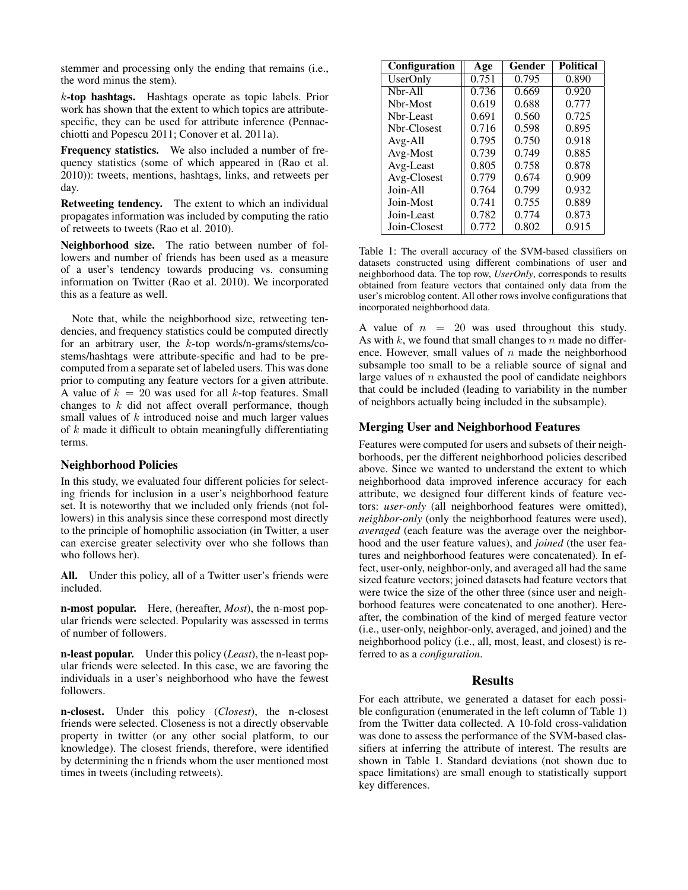stemmer and processing only the ending that remains (i.e., the word minus the stem).

**$k$-top hashtags.** Hashtags operate as topic labels. Prior work has shown that the extent to which topics are attribute-specific, they can be used for attribute inference (Pennacchiotti and Popescu 2011; Conover et al. 2011a).

**Frequency statistics.** We also included a number of frequency statistics (some of which appeared in (Rao et al. 2010)): tweets, mentions, hashtags, links, and retweets per day.

**Retweeting tendency.** The extent to which an individual propagates information was included by computing the ratio of retweets to tweets (Rao et al. 2010).

**Neighborhood size.** The ratio between number of followers and number of friends has been used as a measure of a user's tendency towards producing vs. consuming information on Twitter (Rao et al. 2010). We incorporated this as a feature as well.

Note that, while the neighborhood size, retweeting tendencies, and frequency statistics could be computed directly for an arbitrary user, the $k$-top words/n-grams/stems/co-stems/hashtags were attribute-specific and had to be precomputed from a separate set of labeled users. This was done prior to computing any feature vectors for a given attribute. A value of $k = 20$ was used for all $k$-top features. Small changes to $k$ did not affect overall performance, though small values of $k$ introduced noise and much larger values of $k$ made it difficult to obtain meaningfully differentiating terms.

## Neighborhood Policies

In this study, we evaluated four different policies for selecting friends for inclusion in a user's neighborhood feature set. It is noteworthy that we included only friends (not followers) in this analysis since these correspond most directly to the principle of homophilic association (in Twitter, a user can exercise greater selectivity over who she follows than who follows her).

**All.** Under this policy, all of a Twitter user's friends were included.

**n-most popular.** Here, (hereafter, *Most*), the n-most popular friends were selected. Popularity was assessed in terms of number of followers.

**n-least popular.** Under this policy (*Least*), the n-least popular friends were selected. In this case, we are favoring the individuals in a user's neighborhood who have the fewest followers.

**n-closest.** Under this policy (*Closest*), the n-closest friends were selected. Closeness is not a directly observable property in twitter (or any other social platform, to our knowledge). The closest friends, therefore, were identified by determining the n friends whom the user mentioned most times in tweets (including retweets).

| Configuration | Age | Gender | Political |
|---|---|---|---|
| UserOnly | 0.751 | 0.795 | 0.890 |
| Nbr-All | 0.736 | 0.669 | 0.920 |
| Nbr-Most | 0.619 | 0.688 | 0.777 |
| Nbr-Least | 0.691 | 0.560 | 0.725 |
| Nbr-Closest | 0.716 | 0.598 | 0.895 |
| Avg-All | 0.795 | 0.750 | 0.918 |
| Avg-Most | 0.739 | 0.749 | 0.885 |
| Avg-Least | 0.805 | 0.758 | 0.878 |
| Avg-Closest | 0.779 | 0.674 | 0.909 |
| Join-All | 0.764 | 0.799 | 0.932 |
| Join-Most | 0.741 | 0.755 | 0.889 |
| Join-Least | 0.782 | 0.774 | 0.873 |
| Join-Closest | 0.772 | 0.802 | 0.915 |

Table 1: The overall accuracy of the SVM-based classifiers on datasets constructed using different combinations of user and neighborhood data. The top row, *UserOnly*, corresponds to results obtained from feature vectors that contained only data from the user's microblog content. All other rows involve configurations that incorporated neighborhood data.

A value of $n = 20$ was used throughout this study. As with $k$, we found that small changes to $n$ made no difference. However, small values of $n$ made the neighborhood subsample too small to be a reliable source of signal and large values of $n$ exhausted the pool of candidate neighbors that could be included (leading to variability in the number of neighbors actually being included in the subsample).

## Merging User and Neighborhood Features

Features were computed for users and subsets of their neighborhoods, per the different neighborhood policies described above. Since we wanted to understand the extent to which neighborhood data improved inference accuracy for each attribute, we designed four different kinds of feature vectors: *user-only* (all neighborhood features were omitted), *neighbor-only* (only the neighborhood features were used), *averaged* (each feature was the average over the neighborhood and the user feature values), and *joined* (the user features and neighborhood features were concatenated). In effect, user-only, neighbor-only, and averaged all had the same sized feature vectors; joined datasets had feature vectors that were twice the size of the other three (since user and neighborhood features were concatenated to one another). Hereafter, the combination of the kind of merged feature vector (i.e., user-only, neighbor-only, averaged, and joined) and the neighborhood policy (i.e., all, most, least, and closest) is referred to as a *configuration*.

# Results

For each attribute, we generated a dataset for each possible configuration (enumerated in the left column of Table 1) from the Twitter data collected. A 10-fold cross-validation was done to assess the performance of the SVM-based classifiers at inferring the attribute of interest. The results are shown in Table 1. Standard deviations (not shown due to space limitations) are small enough to statistically support key differences.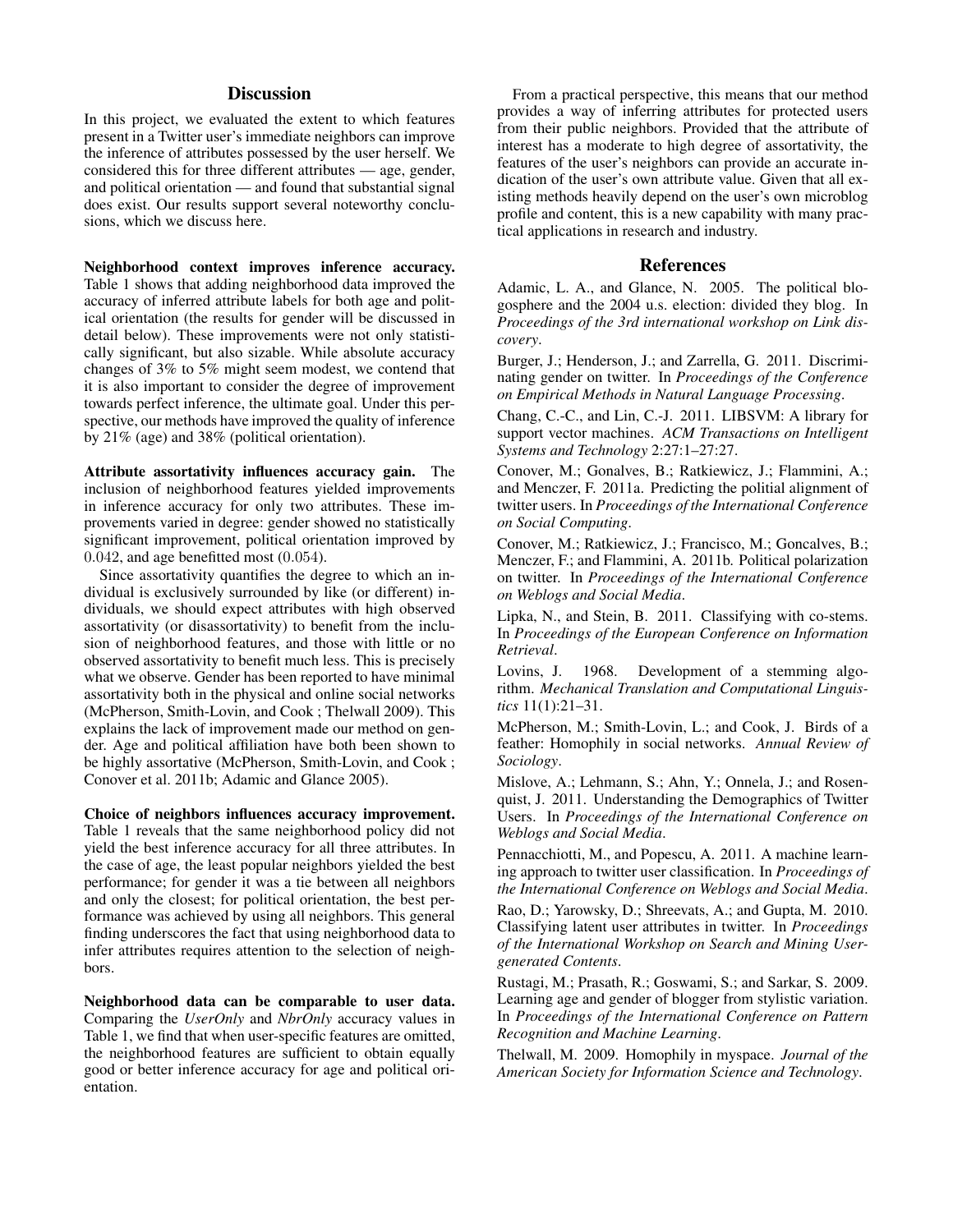## Discussion

In this project, we evaluated the extent to which features present in a Twitter user's immediate neighbors can improve the inference of attributes possessed by the user herself. We considered this for three different attributes — age, gender, and political orientation — and found that substantial signal does exist. Our results support several noteworthy conclusions, which we discuss here.

**Neighborhood context improves inference accuracy.** Table 1 shows that adding neighborhood data improved the accuracy of inferred attribute labels for both age and political orientation (the results for gender will be discussed in detail below). These improvements were not only statistically significant, but also sizable. While absolute accuracy changes of 3% to 5% might seem modest, we contend that it is also important to consider the degree of improvement towards perfect inference, the ultimate goal. Under this perspective, our methods have improved the quality of inference by 21% (age) and 38% (political orientation).

**Attribute assortativity influences accuracy gain.** The inclusion of neighborhood features yielded improvements in inference accuracy for only two attributes. These improvements varied in degree: gender showed no statistically significant improvement, political orientation improved by 0.042, and age benefitted most (0.054).

Since assortativity quantifies the degree to which an individual is exclusively surrounded by like (or different) individuals, we should expect attributes with high observed assortativity (or disassortativity) to benefit from the inclusion of neighborhood features, and those with little or no observed assortativity to benefit much less. This is precisely what we observe. Gender has been reported to have minimal assortativity both in the physical and online social networks (McPherson, Smith-Lovin, and Cook ; Thelwall 2009). This explains the lack of improvement made our method on gender. Age and political affiliation have both been shown to be highly assortative (McPherson, Smith-Lovin, and Cook ; Conover et al. 2011b; Adamic and Glance 2005).

**Choice of neighbors influences accuracy improvement.** Table 1 reveals that the same neighborhood policy did not yield the best inference accuracy for all three attributes. In the case of age, the least popular neighbors yielded the best performance; for gender it was a tie between all neighbors and only the closest; for political orientation, the best performance was achieved by using all neighbors. This general finding underscores the fact that using neighborhood data to infer attributes requires attention to the selection of neighbors.

**Neighborhood data can be comparable to user data.** Comparing the *UserOnly* and *NbrOnly* accuracy values in Table 1, we find that when user-specific features are omitted, the neighborhood features are sufficient to obtain equally good or better inference accuracy for age and political orientation.

From a practical perspective, this means that our method provides a way of inferring attributes for protected users from their public neighbors. Provided that the attribute of interest has a moderate to high degree of assortativity, the features of the user's neighbors can provide an accurate indication of the user's own attribute value. Given that all existing methods heavily depend on the user's own microblog profile and content, this is a new capability with many practical applications in research and industry.

## References

Adamic, L. A., and Glance, N. 2005. The political blogosphere and the 2004 u.s. election: divided they blog. In *Proceedings of the 3rd international workshop on Link discovery*.

Burger, J.; Henderson, J.; and Zarrella, G. 2011. Discriminating gender on twitter. In *Proceedings of the Conference on Empirical Methods in Natural Language Processing*.

Chang, C.-C., and Lin, C.-J. 2011. LIBSVM: A library for support vector machines. *ACM Transactions on Intelligent Systems and Technology* 2:27:1–27:27.

Conover, M.; Gonalves, B.; Ratkiewicz, J.; Flammini, A.; and Menczer, F. 2011a. Predicting the politial alignment of twitter users. In *Proceedings of the International Conference on Social Computing*.

Conover, M.; Ratkiewicz, J.; Francisco, M.; Goncalves, B.; Menczer, F.; and Flammini, A. 2011b. Political polarization on twitter. In *Proceedings of the International Conference on Weblogs and Social Media*.

Lipka, N., and Stein, B. 2011. Classifying with co-stems. In *Proceedings of the European Conference on Information Retrieval*.

Lovins, J. 1968. Development of a stemming algorithm. *Mechanical Translation and Computational Linguistics* 11(1):21–31.

McPherson, M.; Smith-Lovin, L.; and Cook, J. Birds of a feather: Homophily in social networks. *Annual Review of Sociology*.

Mislove, A.; Lehmann, S.; Ahn, Y.; Onnela, J.; and Rosenquist, J. 2011. Understanding the Demographics of Twitter Users. In *Proceedings of the International Conference on Weblogs and Social Media*.

Pennacchiotti, M., and Popescu, A. 2011. A machine learning approach to twitter user classification. In *Proceedings of the International Conference on Weblogs and Social Media*.

Rao, D.; Yarowsky, D.; Shreevats, A.; and Gupta, M. 2010. Classifying latent user attributes in twitter. In *Proceedings of the International Workshop on Search and Mining User-generated Contents*.

Rustagi, M.; Prasath, R.; Goswami, S.; and Sarkar, S. 2009. Learning age and gender of blogger from stylistic variation. In *Proceedings of the International Conference on Pattern Recognition and Machine Learning*.

Thelwall, M. 2009. Homophily in myspace. *Journal of the American Society for Information Science and Technology*.